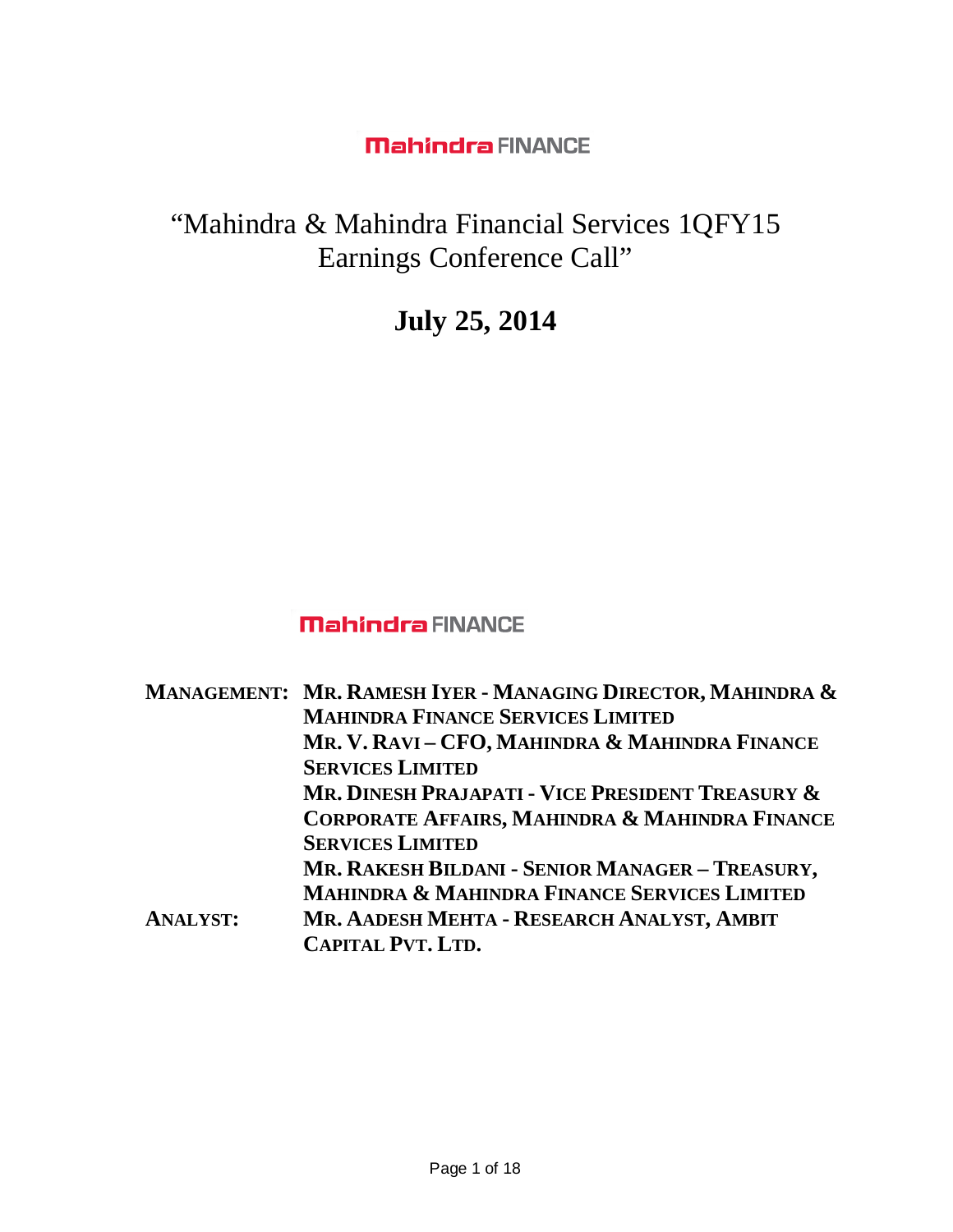**Mahindra FINANCE**

# "Mahindra & Mahindra Financial Services 1QFY15 Earnings Conference Call"

## July 25, 2014

**Mahindra FINANCE**

| | |
|---|---|
| **MANAGEMENT:** | **MR. RAMESH IYER - MANAGING DIRECTOR, MAHINDRA & MAHINDRA FINANCE SERVICES LIMITED** |
| | **MR. V. RAVI – CFO, MAHINDRA & MAHINDRA FINANCE SERVICES LIMITED** |
| | **MR. DINESH PRAJAPATI - VICE PRESIDENT TREASURY & CORPORATE AFFAIRS, MAHINDRA & MAHINDRA FINANCE SERVICES LIMITED** |
| | **MR. RAKESH BILDANI - SENIOR MANAGER – TREASURY, MAHINDRA & MAHINDRA FINANCE SERVICES LIMITED** |
| **ANALYST:** | **MR. AADESH MEHTA - RESEARCH ANALYST, AMBIT CAPITAL PVT. LTD.** |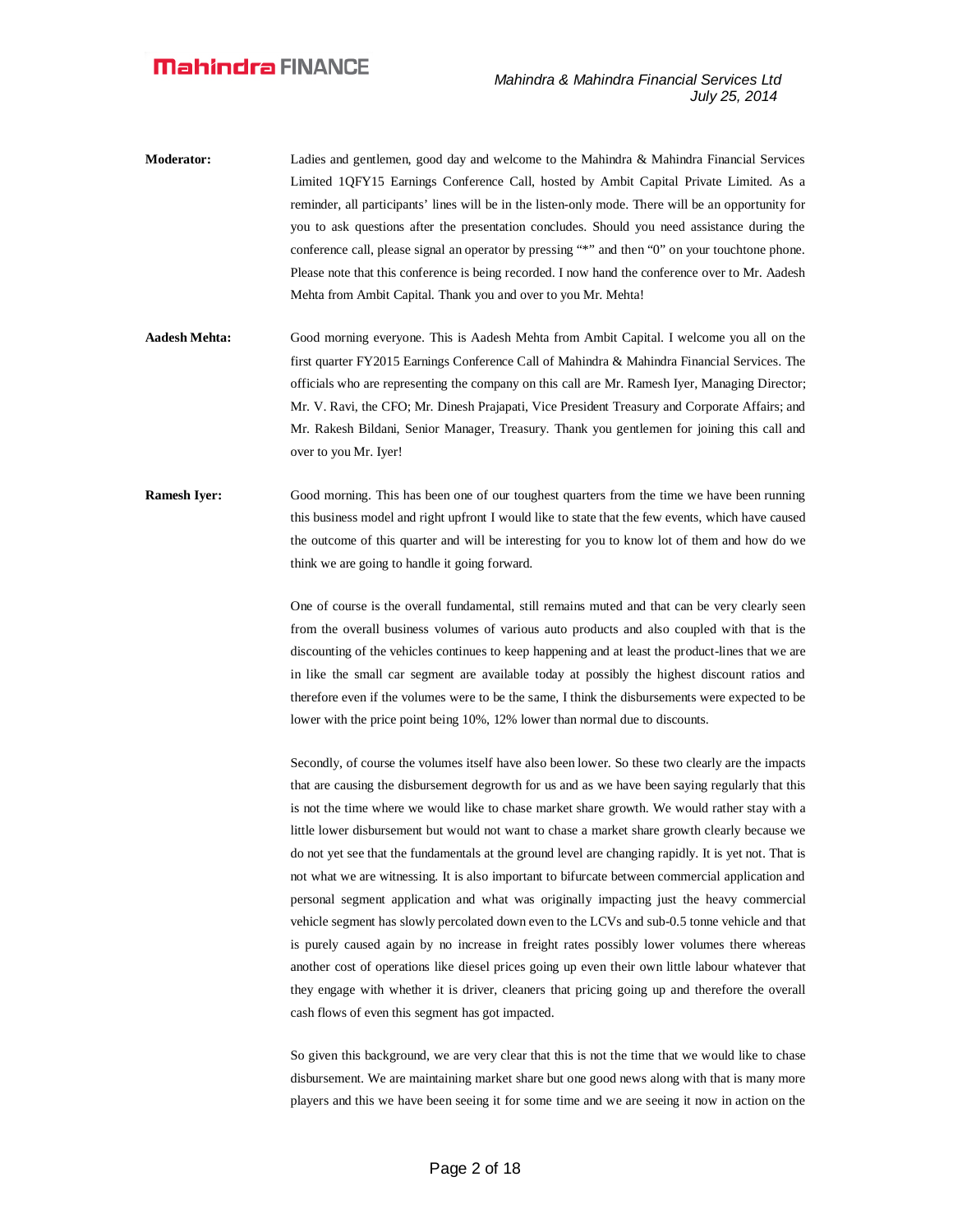**Moderator:** Ladies and gentlemen, good day and welcome to the Mahindra & Mahindra Financial Services Limited 1QFY15 Earnings Conference Call, hosted by Ambit Capital Private Limited. As a reminder, all participants' lines will be in the listen-only mode. There will be an opportunity for you to ask questions after the presentation concludes. Should you need assistance during the conference call, please signal an operator by pressing "*" and then "0" on your touchtone phone. Please note that this conference is being recorded. I now hand the conference over to Mr. Aadesh Mehta from Ambit Capital. Thank you and over to you Mr. Mehta!

**Aadesh Mehta:** Good morning everyone. This is Aadesh Mehta from Ambit Capital. I welcome you all on the first quarter FY2015 Earnings Conference Call of Mahindra & Mahindra Financial Services. The officials who are representing the company on this call are Mr. Ramesh Iyer, Managing Director; Mr. V. Ravi, the CFO; Mr. Dinesh Prajapati, Vice President Treasury and Corporate Affairs; and Mr. Rakesh Bildani, Senior Manager, Treasury. Thank you gentlemen for joining this call and over to you Mr. Iyer!

**Ramesh Iyer:** Good morning. This has been one of our toughest quarters from the time we have been running this business model and right upfront I would like to state that the few events, which have caused the outcome of this quarter and will be interesting for you to know lot of them and how do we think we are going to handle it going forward.

One of course is the overall fundamental, still remains muted and that can be very clearly seen from the overall business volumes of various auto products and also coupled with that is the discounting of the vehicles continues to keep happening and at least the product-lines that we are in like the small car segment are available today at possibly the highest discount ratios and therefore even if the volumes were to be the same, I think the disbursements were expected to be lower with the price point being 10%, 12% lower than normal due to discounts.

Secondly, of course the volumes itself have also been lower. So these two clearly are the impacts that are causing the disbursement degrowth for us and as we have been saying regularly that this is not the time where we would like to chase market share growth. We would rather stay with a little lower disbursement but would not want to chase a market share growth clearly because we do not yet see that the fundamentals at the ground level are changing rapidly. It is yet not. That is not what we are witnessing. It is also important to bifurcate between commercial application and personal segment application and what was originally impacting just the heavy commercial vehicle segment has slowly percolated down even to the LCVs and sub-0.5 tonne vehicle and that is purely caused again by no increase in freight rates possibly lower volumes there whereas another cost of operations like diesel prices going up even their own little labour whatever that they engage with whether it is driver, cleaners that pricing going up and therefore the overall cash flows of even this segment has got impacted.

So given this background, we are very clear that this is not the time that we would like to chase disbursement. We are maintaining market share but one good news along with that is many more players and this we have been seeing it for some time and we are seeing it now in action on the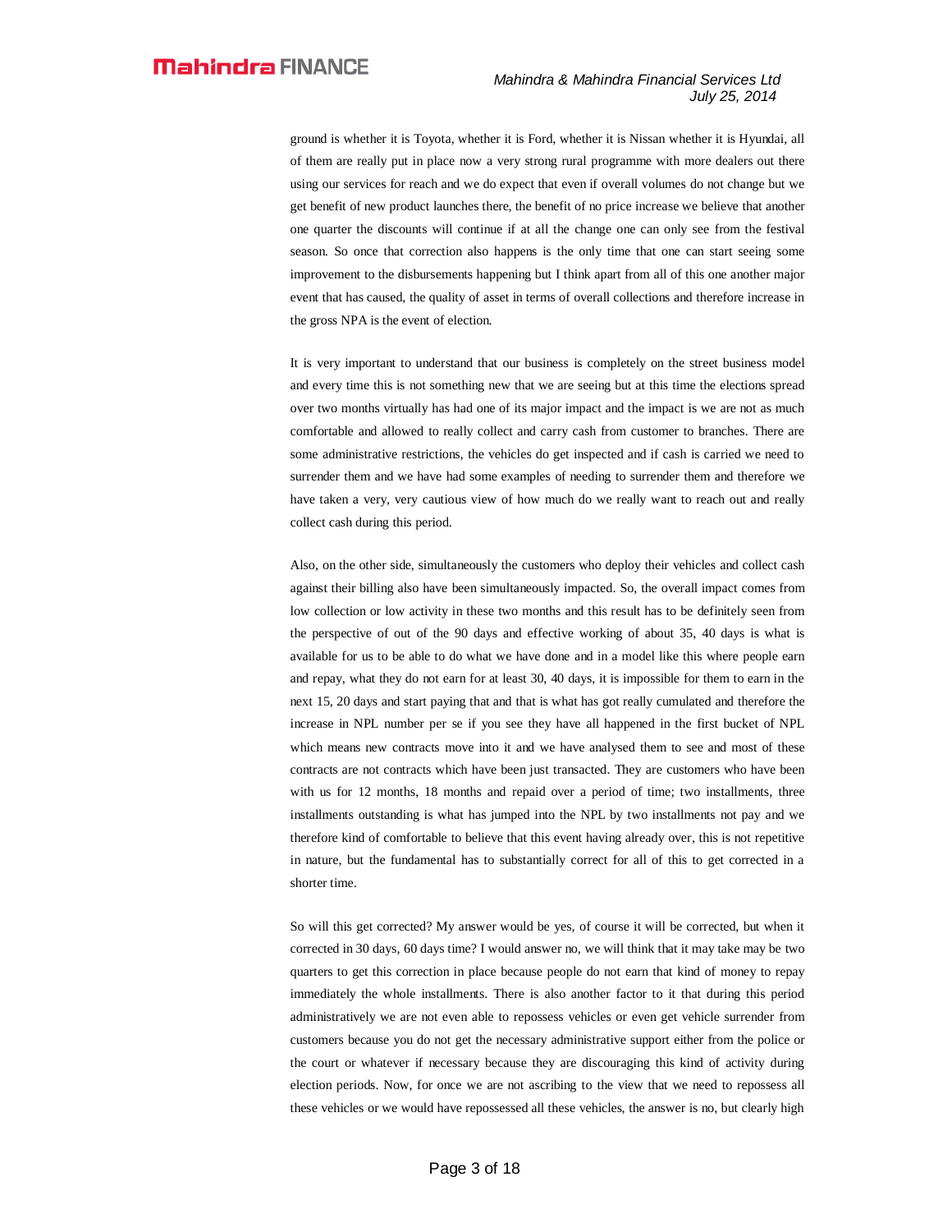ground is whether it is Toyota, whether it is Ford, whether it is Nissan whether it is Hyundai, all of them are really put in place now a very strong rural programme with more dealers out there using our services for reach and we do expect that even if overall volumes do not change but we get benefit of new product launches there, the benefit of no price increase we believe that another one quarter the discounts will continue if at all the change one can only see from the festival season. So once that correction also happens is the only time that one can start seeing some improvement to the disbursements happening but I think apart from all of this one another major event that has caused, the quality of asset in terms of overall collections and therefore increase in the gross NPA is the event of election.

It is very important to understand that our business is completely on the street business model and every time this is not something new that we are seeing but at this time the elections spread over two months virtually has had one of its major impact and the impact is we are not as much comfortable and allowed to really collect and carry cash from customer to branches. There are some administrative restrictions, the vehicles do get inspected and if cash is carried we need to surrender them and we have had some examples of needing to surrender them and therefore we have taken a very, very cautious view of how much do we really want to reach out and really collect cash during this period.

Also, on the other side, simultaneously the customers who deploy their vehicles and collect cash against their billing also have been simultaneously impacted. So, the overall impact comes from low collection or low activity in these two months and this result has to be definitely seen from the perspective of out of the 90 days and effective working of about 35, 40 days is what is available for us to be able to do what we have done and in a model like this where people earn and repay, what they do not earn for at least 30, 40 days, it is impossible for them to earn in the next 15, 20 days and start paying that and that is what has got really cumulated and therefore the increase in NPL number per se if you see they have all happened in the first bucket of NPL which means new contracts move into it and we have analysed them to see and most of these contracts are not contracts which have been just transacted. They are customers who have been with us for 12 months, 18 months and repaid over a period of time; two installments, three installments outstanding is what has jumped into the NPL by two installments not pay and we therefore kind of comfortable to believe that this event having already over, this is not repetitive in nature, but the fundamental has to substantially correct for all of this to get corrected in a shorter time.

So will this get corrected? My answer would be yes, of course it will be corrected, but when it corrected in 30 days, 60 days time? I would answer no, we will think that it may take may be two quarters to get this correction in place because people do not earn that kind of money to repay immediately the whole installments. There is also another factor to it that during this period administratively we are not even able to repossess vehicles or even get vehicle surrender from customers because you do not get the necessary administrative support either from the police or the court or whatever if necessary because they are discouraging this kind of activity during election periods. Now, for once we are not ascribing to the view that we need to repossess all these vehicles or we would have repossessed all these vehicles, the answer is no, but clearly high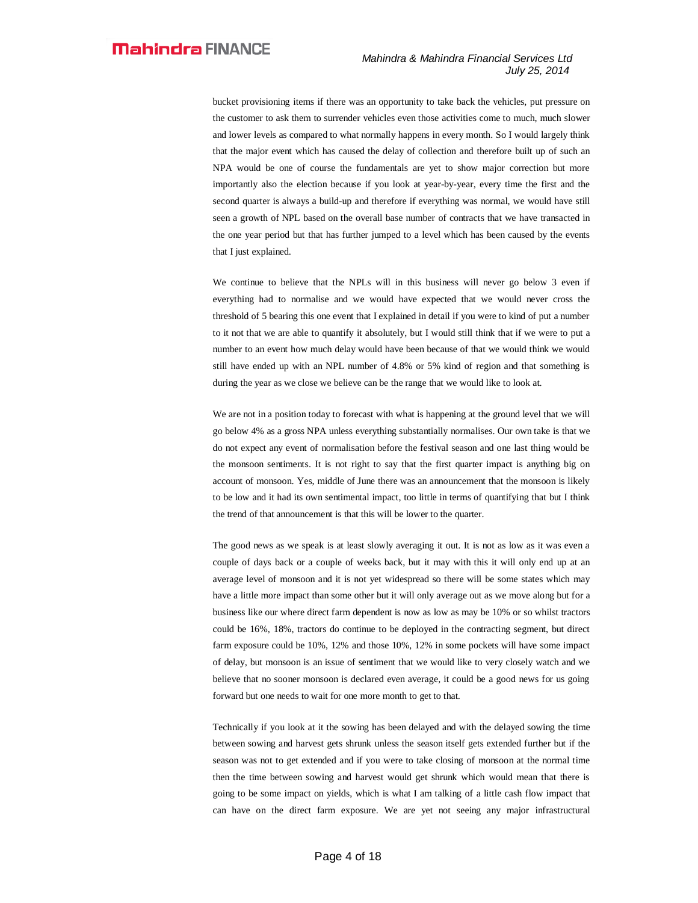bucket provisioning items if there was an opportunity to take back the vehicles, put pressure on the customer to ask them to surrender vehicles even those activities come to much, much slower and lower levels as compared to what normally happens in every month. So I would largely think that the major event which has caused the delay of collection and therefore built up of such an NPA would be one of course the fundamentals are yet to show major correction but more importantly also the election because if you look at year-by-year, every time the first and the second quarter is always a build-up and therefore if everything was normal, we would have still seen a growth of NPL based on the overall base number of contracts that we have transacted in the one year period but that has further jumped to a level which has been caused by the events that I just explained.

We continue to believe that the NPLs will in this business will never go below 3 even if everything had to normalise and we would have expected that we would never cross the threshold of 5 bearing this one event that I explained in detail if you were to kind of put a number to it not that we are able to quantify it absolutely, but I would still think that if we were to put a number to an event how much delay would have been because of that we would think we would still have ended up with an NPL number of 4.8% or 5% kind of region and that something is during the year as we close we believe can be the range that we would like to look at.

We are not in a position today to forecast with what is happening at the ground level that we will go below 4% as a gross NPA unless everything substantially normalises. Our own take is that we do not expect any event of normalisation before the festival season and one last thing would be the monsoon sentiments. It is not right to say that the first quarter impact is anything big on account of monsoon. Yes, middle of June there was an announcement that the monsoon is likely to be low and it had its own sentimental impact, too little in terms of quantifying that but I think the trend of that announcement is that this will be lower to the quarter.

The good news as we speak is at least slowly averaging it out. It is not as low as it was even a couple of days back or a couple of weeks back, but it may with this it will only end up at an average level of monsoon and it is not yet widespread so there will be some states which may have a little more impact than some other but it will only average out as we move along but for a business like our where direct farm dependent is now as low as may be 10% or so whilst tractors could be 16%, 18%, tractors do continue to be deployed in the contracting segment, but direct farm exposure could be 10%, 12% and those 10%, 12% in some pockets will have some impact of delay, but monsoon is an issue of sentiment that we would like to very closely watch and we believe that no sooner monsoon is declared even average, it could be a good news for us going forward but one needs to wait for one more month to get to that.

Technically if you look at it the sowing has been delayed and with the delayed sowing the time between sowing and harvest gets shrunk unless the season itself gets extended further but if the season was not to get extended and if you were to take closing of monsoon at the normal time then the time between sowing and harvest would get shrunk which would mean that there is going to be some impact on yields, which is what I am talking of a little cash flow impact that can have on the direct farm exposure. We are yet not seeing any major infrastructural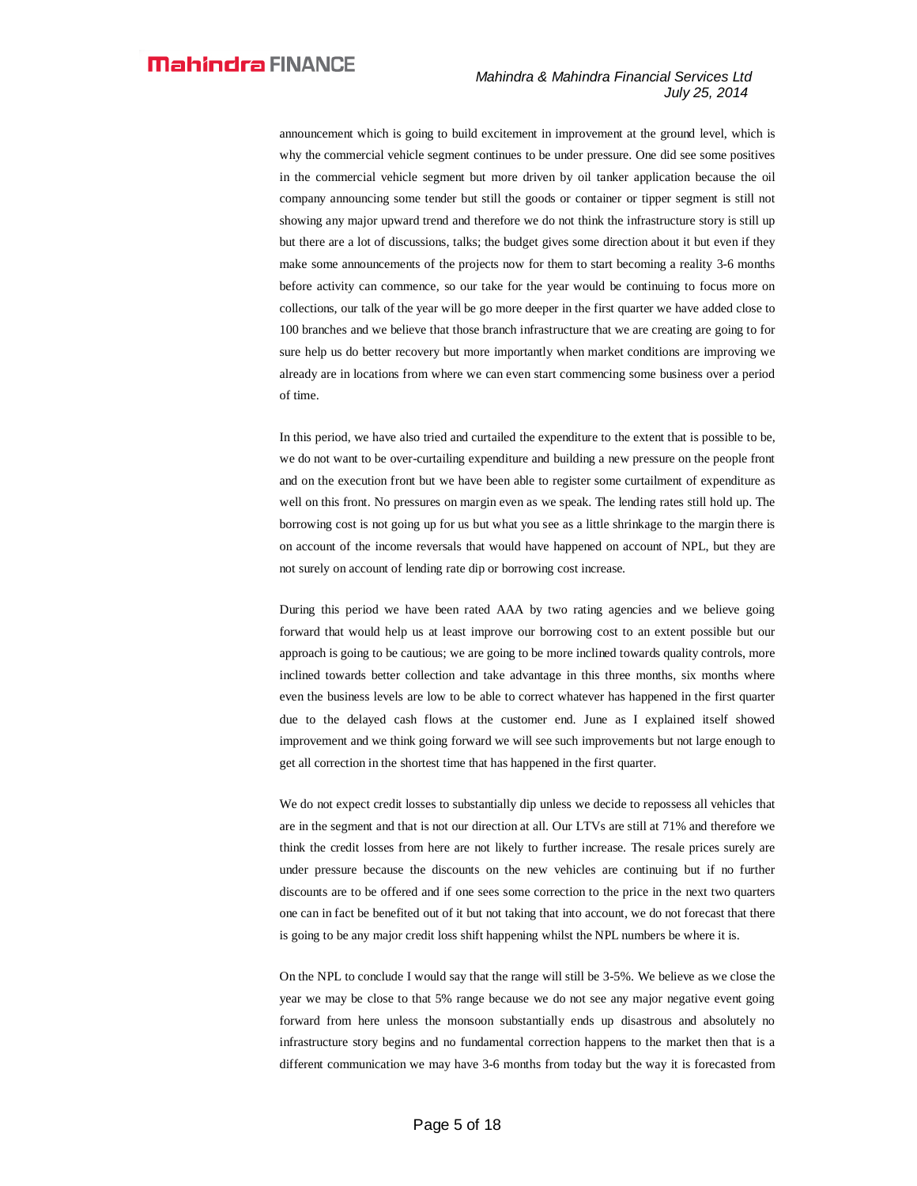announcement which is going to build excitement in improvement at the ground level, which is why the commercial vehicle segment continues to be under pressure. One did see some positives in the commercial vehicle segment but more driven by oil tanker application because the oil company announcing some tender but still the goods or container or tipper segment is still not showing any major upward trend and therefore we do not think the infrastructure story is still up but there are a lot of discussions, talks; the budget gives some direction about it but even if they make some announcements of the projects now for them to start becoming a reality 3-6 months before activity can commence, so our take for the year would be continuing to focus more on collections, our talk of the year will be go more deeper in the first quarter we have added close to 100 branches and we believe that those branch infrastructure that we are creating are going to for sure help us do better recovery but more importantly when market conditions are improving we already are in locations from where we can even start commencing some business over a period of time.

In this period, we have also tried and curtailed the expenditure to the extent that is possible to be, we do not want to be over-curtailing expenditure and building a new pressure on the people front and on the execution front but we have been able to register some curtailment of expenditure as well on this front. No pressures on margin even as we speak. The lending rates still hold up. The borrowing cost is not going up for us but what you see as a little shrinkage to the margin there is on account of the income reversals that would have happened on account of NPL, but they are not surely on account of lending rate dip or borrowing cost increase.

During this period we have been rated AAA by two rating agencies and we believe going forward that would help us at least improve our borrowing cost to an extent possible but our approach is going to be cautious; we are going to be more inclined towards quality controls, more inclined towards better collection and take advantage in this three months, six months where even the business levels are low to be able to correct whatever has happened in the first quarter due to the delayed cash flows at the customer end. June as I explained itself showed improvement and we think going forward we will see such improvements but not large enough to get all correction in the shortest time that has happened in the first quarter.

We do not expect credit losses to substantially dip unless we decide to repossess all vehicles that are in the segment and that is not our direction at all. Our LTVs are still at 71% and therefore we think the credit losses from here are not likely to further increase. The resale prices surely are under pressure because the discounts on the new vehicles are continuing but if no further discounts are to be offered and if one sees some correction to the price in the next two quarters one can in fact be benefited out of it but not taking that into account, we do not forecast that there is going to be any major credit loss shift happening whilst the NPL numbers be where it is.

On the NPL to conclude I would say that the range will still be 3-5%. We believe as we close the year we may be close to that 5% range because we do not see any major negative event going forward from here unless the monsoon substantially ends up disastrous and absolutely no infrastructure story begins and no fundamental correction happens to the market then that is a different communication we may have 3-6 months from today but the way it is forecasted from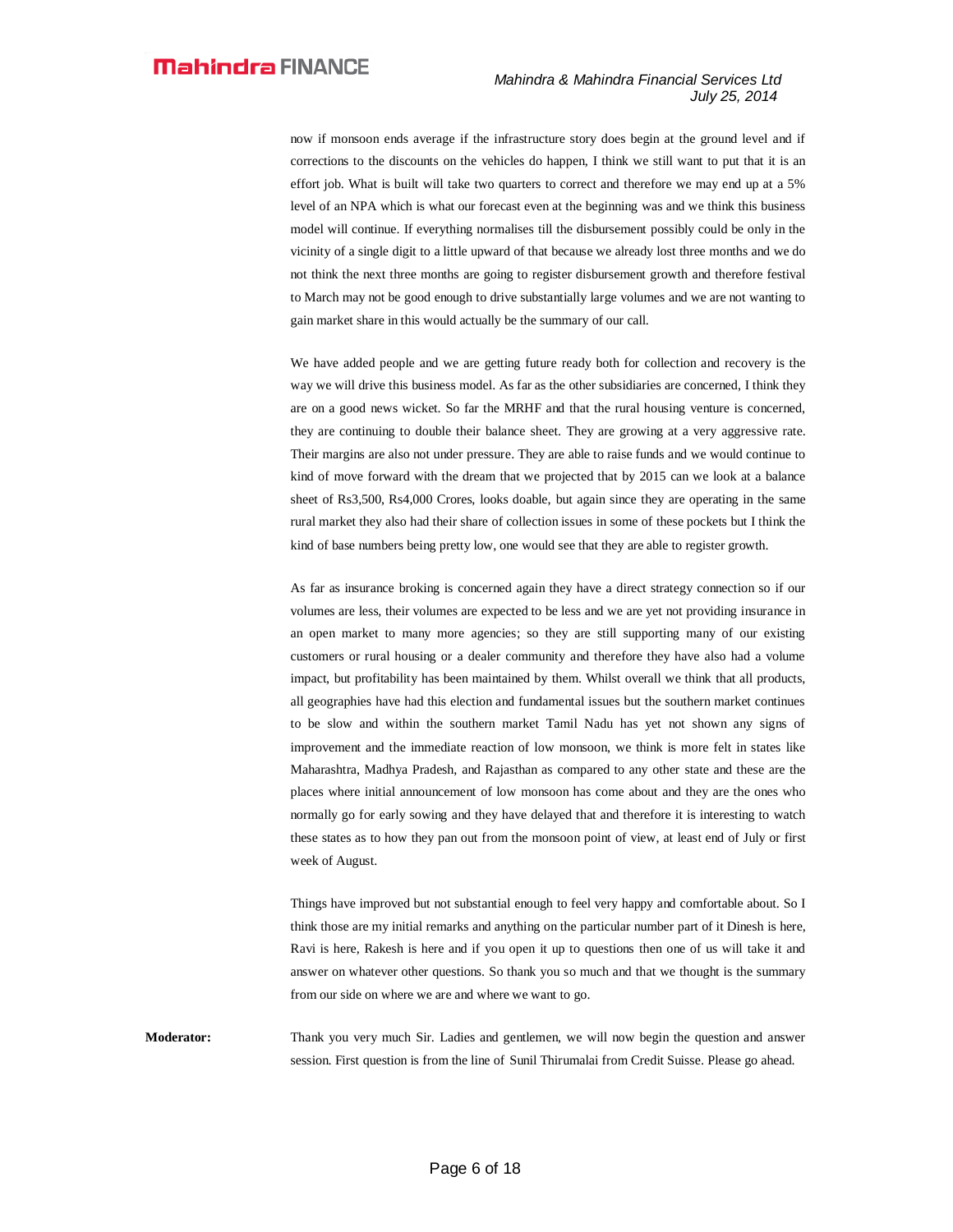now if monsoon ends average if the infrastructure story does begin at the ground level and if corrections to the discounts on the vehicles do happen, I think we still want to put that it is an effort job. What is built will take two quarters to correct and therefore we may end up at a 5% level of an NPA which is what our forecast even at the beginning was and we think this business model will continue. If everything normalises till the disbursement possibly could be only in the vicinity of a single digit to a little upward of that because we already lost three months and we do not think the next three months are going to register disbursement growth and therefore festival to March may not be good enough to drive substantially large volumes and we are not wanting to gain market share in this would actually be the summary of our call.

We have added people and we are getting future ready both for collection and recovery is the way we will drive this business model. As far as the other subsidiaries are concerned, I think they are on a good news wicket. So far the MRHF and that the rural housing venture is concerned, they are continuing to double their balance sheet. They are growing at a very aggressive rate. Their margins are also not under pressure. They are able to raise funds and we would continue to kind of move forward with the dream that we projected that by 2015 can we look at a balance sheet of Rs3,500, Rs4,000 Crores, looks doable, but again since they are operating in the same rural market they also had their share of collection issues in some of these pockets but I think the kind of base numbers being pretty low, one would see that they are able to register growth.

As far as insurance broking is concerned again they have a direct strategy connection so if our volumes are less, their volumes are expected to be less and we are yet not providing insurance in an open market to many more agencies; so they are still supporting many of our existing customers or rural housing or a dealer community and therefore they have also had a volume impact, but profitability has been maintained by them. Whilst overall we think that all products, all geographies have had this election and fundamental issues but the southern market continues to be slow and within the southern market Tamil Nadu has yet not shown any signs of improvement and the immediate reaction of low monsoon, we think is more felt in states like Maharashtra, Madhya Pradesh, and Rajasthan as compared to any other state and these are the places where initial announcement of low monsoon has come about and they are the ones who normally go for early sowing and they have delayed that and therefore it is interesting to watch these states as to how they pan out from the monsoon point of view, at least end of July or first week of August.

Things have improved but not substantial enough to feel very happy and comfortable about. So I think those are my initial remarks and anything on the particular number part of it Dinesh is here, Ravi is here, Rakesh is here and if you open it up to questions then one of us will take it and answer on whatever other questions. So thank you so much and that we thought is the summary from our side on where we are and where we want to go.

**Moderator:** Thank you very much Sir. Ladies and gentlemen, we will now begin the question and answer session. First question is from the line of Sunil Thirumalai from Credit Suisse. Please go ahead.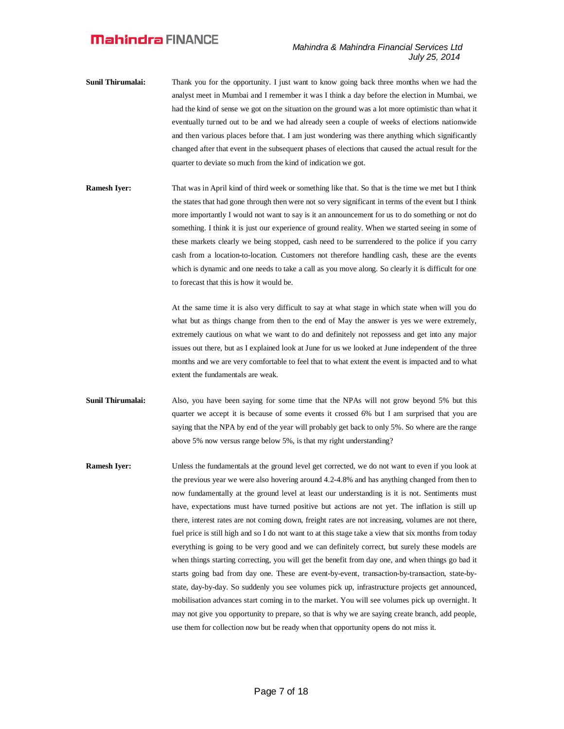**Sunil Thirumalai:** Thank you for the opportunity. I just want to know going back three months when we had the analyst meet in Mumbai and I remember it was I think a day before the election in Mumbai, we had the kind of sense we got on the situation on the ground was a lot more optimistic than what it eventually turned out to be and we had already seen a couple of weeks of elections nationwide and then various places before that. I am just wondering was there anything which significantly changed after that event in the subsequent phases of elections that caused the actual result for the quarter to deviate so much from the kind of indication we got.

**Ramesh Iyer:** That was in April kind of third week or something like that. So that is the time we met but I think the states that had gone through then were not so very significant in terms of the event but I think more importantly I would not want to say is it an announcement for us to do something or not do something. I think it is just our experience of ground reality. When we started seeing in some of these markets clearly we being stopped, cash need to be surrendered to the police if you carry cash from a location-to-location. Customers not therefore handling cash, these are the events which is dynamic and one needs to take a call as you move along. So clearly it is difficult for one to forecast that this is how it would be.

At the same time it is also very difficult to say at what stage in which state when will you do what but as things change from then to the end of May the answer is yes we were extremely, extremely cautious on what we want to do and definitely not repossess and get into any major issues out there, but as I explained look at June for us we looked at June independent of the three months and we are very comfortable to feel that to what extent the event is impacted and to what extent the fundamentals are weak.

**Sunil Thirumalai:** Also, you have been saying for some time that the NPAs will not grow beyond 5% but this quarter we accept it is because of some events it crossed 6% but I am surprised that you are saying that the NPA by end of the year will probably get back to only 5%. So where are the range above 5% now versus range below 5%, is that my right understanding?

**Ramesh Iyer:** Unless the fundamentals at the ground level get corrected, we do not want to even if you look at the previous year we were also hovering around 4.2-4.8% and has anything changed from then to now fundamentally at the ground level at least our understanding is it is not. Sentiments must have, expectations must have turned positive but actions are not yet. The inflation is still up there, interest rates are not coming down, freight rates are not increasing, volumes are not there, fuel price is still high and so I do not want to at this stage take a view that six months from today everything is going to be very good and we can definitely correct, but surely these models are when things starting correcting, you will get the benefit from day one, and when things go bad it starts going bad from day one. These are event-by-event, transaction-by-transaction, state-by-state, day-by-day. So suddenly you see volumes pick up, infrastructure projects get announced, mobilisation advances start coming in to the market. You will see volumes pick up overnight. It may not give you opportunity to prepare, so that is why we are saying create branch, add people, use them for collection now but be ready when that opportunity opens do not miss it.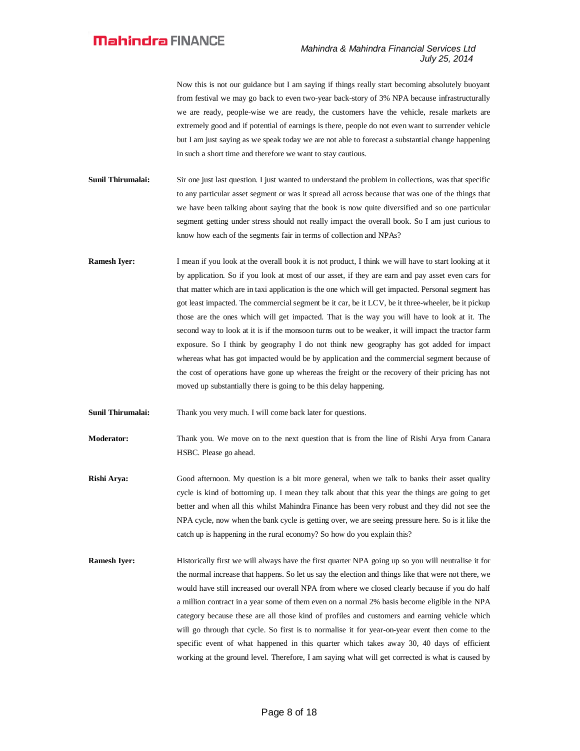Now this is not our guidance but I am saying if things really start becoming absolutely buoyant from festival we may go back to even two-year back-story of 3% NPA because infrastructurally we are ready, people-wise we are ready, the customers have the vehicle, resale markets are extremely good and if potential of earnings is there, people do not even want to surrender vehicle but I am just saying as we speak today we are not able to forecast a substantial change happening in such a short time and therefore we want to stay cautious.

**Sunil Thirumalai:** Sir one just last question. I just wanted to understand the problem in collections, was that specific to any particular asset segment or was it spread all across because that was one of the things that we have been talking about saying that the book is now quite diversified and so one particular segment getting under stress should not really impact the overall book. So I am just curious to know how each of the segments fair in terms of collection and NPAs?

**Ramesh Iyer:** I mean if you look at the overall book it is not product, I think we will have to start looking at it by application. So if you look at most of our asset, if they are earn and pay asset even cars for that matter which are in taxi application is the one which will get impacted. Personal segment has got least impacted. The commercial segment be it car, be it LCV, be it three-wheeler, be it pickup those are the ones which will get impacted. That is the way you will have to look at it. The second way to look at it is if the monsoon turns out to be weaker, it will impact the tractor farm exposure. So I think by geography I do not think new geography has got added for impact whereas what has got impacted would be by application and the commercial segment because of the cost of operations have gone up whereas the freight or the recovery of their pricing has not moved up substantially there is going to be this delay happening.

**Sunil Thirumalai:** Thank you very much. I will come back later for questions.

**Moderator:** Thank you. We move on to the next question that is from the line of Rishi Arya from Canara HSBC. Please go ahead.

**Rishi Arya:** Good afternoon. My question is a bit more general, when we talk to banks their asset quality cycle is kind of bottoming up. I mean they talk about that this year the things are going to get better and when all this whilst Mahindra Finance has been very robust and they did not see the NPA cycle, now when the bank cycle is getting over, we are seeing pressure here. So is it like the catch up is happening in the rural economy? So how do you explain this?

**Ramesh Iyer:** Historically first we will always have the first quarter NPA going up so you will neutralise it for the normal increase that happens. So let us say the election and things like that were not there, we would have still increased our overall NPA from where we closed clearly because if you do half a million contract in a year some of them even on a normal 2% basis become eligible in the NPA category because these are all those kind of profiles and customers and earning vehicle which will go through that cycle. So first is to normalise it for year-on-year event then come to the specific event of what happened in this quarter which takes away 30, 40 days of efficient working at the ground level. Therefore, I am saying what will get corrected is what is caused by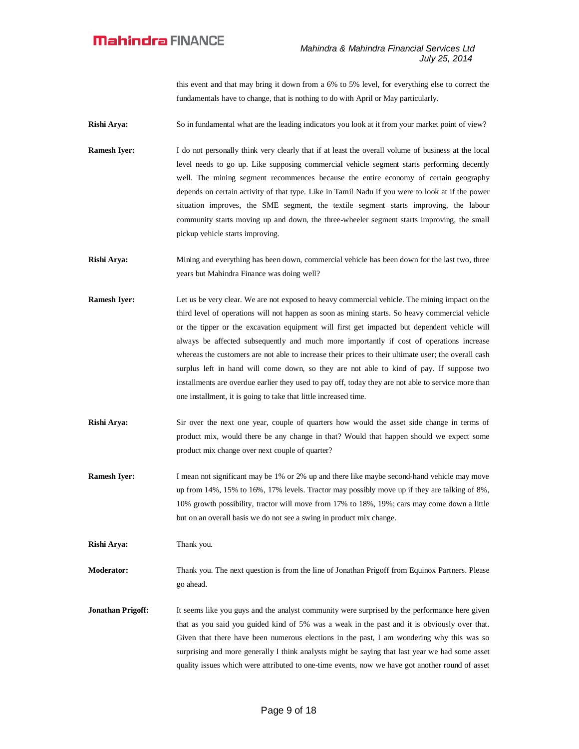this event and that may bring it down from a 6% to 5% level, for everything else to correct the fundamentals have to change, that is nothing to do with April or May particularly.

**Rishi Arya:** So in fundamental what are the leading indicators you look at it from your market point of view?

**Ramesh Iyer:** I do not personally think very clearly that if at least the overall volume of business at the local level needs to go up. Like supposing commercial vehicle segment starts performing decently well. The mining segment recommences because the entire economy of certain geography depends on certain activity of that type. Like in Tamil Nadu if you were to look at if the power situation improves, the SME segment, the textile segment starts improving, the labour community starts moving up and down, the three-wheeler segment starts improving, the small pickup vehicle starts improving.

**Rishi Arya:** Mining and everything has been down, commercial vehicle has been down for the last two, three years but Mahindra Finance was doing well?

**Ramesh Iyer:** Let us be very clear. We are not exposed to heavy commercial vehicle. The mining impact on the third level of operations will not happen as soon as mining starts. So heavy commercial vehicle or the tipper or the excavation equipment will first get impacted but dependent vehicle will always be affected subsequently and much more importantly if cost of operations increase whereas the customers are not able to increase their prices to their ultimate user; the overall cash surplus left in hand will come down, so they are not able to kind of pay. If suppose two installments are overdue earlier they used to pay off, today they are not able to service more than one installment, it is going to take that little increased time.

**Rishi Arya:** Sir over the next one year, couple of quarters how would the asset side change in terms of product mix, would there be any change in that? Would that happen should we expect some product mix change over next couple of quarter?

**Ramesh Iyer:** I mean not significant may be 1% or 2% up and there like maybe second-hand vehicle may move up from 14%, 15% to 16%, 17% levels. Tractor may possibly move up if they are talking of 8%, 10% growth possibility, tractor will move from 17% to 18%, 19%; cars may come down a little but on an overall basis we do not see a swing in product mix change.

**Rishi Arya:** Thank you.

**Moderator:** Thank you. The next question is from the line of Jonathan Prigoff from Equinox Partners. Please go ahead.

**Jonathan Prigoff:** It seems like you guys and the analyst community were surprised by the performance here given that as you said you guided kind of 5% was a weak in the past and it is obviously over that. Given that there have been numerous elections in the past, I am wondering why this was so surprising and more generally I think analysts might be saying that last year we had some asset quality issues which were attributed to one-time events, now we have got another round of asset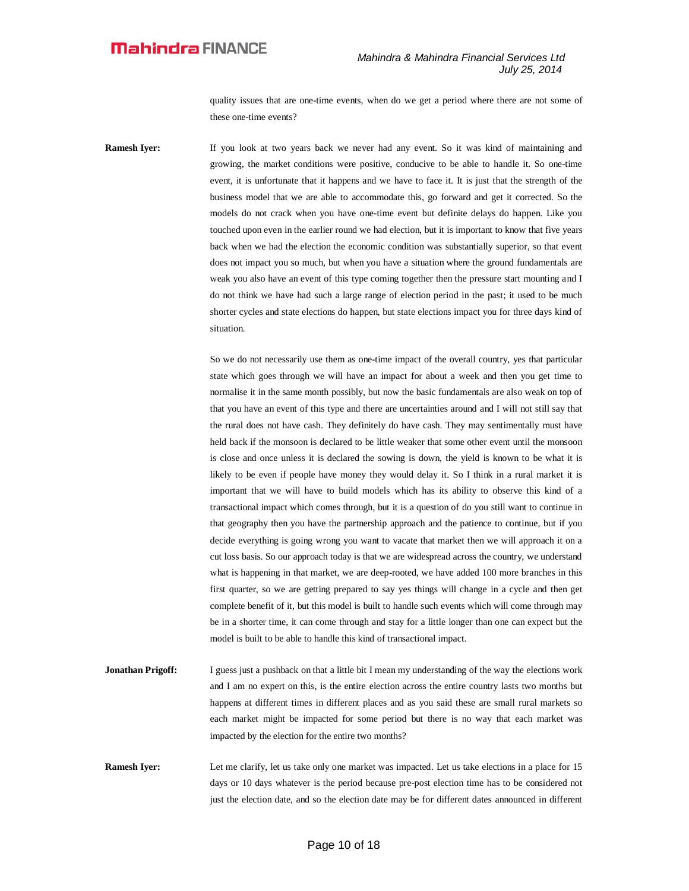quality issues that are one-time events, when do we get a period where there are not some of these one-time events?

**Ramesh Iyer:** If you look at two years back we never had any event. So it was kind of maintaining and growing, the market conditions were positive, conducive to be able to handle it. So one-time event, it is unfortunate that it happens and we have to face it. It is just that the strength of the business model that we are able to accommodate this, go forward and get it corrected. So the models do not crack when you have one-time event but definite delays do happen. Like you touched upon even in the earlier round we had election, but it is important to know that five years back when we had the election the economic condition was substantially superior, so that event does not impact you so much, but when you have a situation where the ground fundamentals are weak you also have an event of this type coming together then the pressure start mounting and I do not think we have had such a large range of election period in the past; it used to be much shorter cycles and state elections do happen, but state elections impact you for three days kind of situation.

So we do not necessarily use them as one-time impact of the overall country, yes that particular state which goes through we will have an impact for about a week and then you get time to normalise it in the same month possibly, but now the basic fundamentals are also weak on top of that you have an event of this type and there are uncertainties around and I will not still say that the rural does not have cash. They definitely do have cash. They may sentimentally must have held back if the monsoon is declared to be little weaker that some other event until the monsoon is close and once unless it is declared the sowing is down, the yield is known to be what it is likely to be even if people have money they would delay it. So I think in a rural market it is important that we will have to build models which has its ability to observe this kind of a transactional impact which comes through, but it is a question of do you still want to continue in that geography then you have the partnership approach and the patience to continue, but if you decide everything is going wrong you want to vacate that market then we will approach it on a cut loss basis. So our approach today is that we are widespread across the country, we understand what is happening in that market, we are deep-rooted, we have added 100 more branches in this first quarter, so we are getting prepared to say yes things will change in a cycle and then get complete benefit of it, but this model is built to handle such events which will come through may be in a shorter time, it can come through and stay for a little longer than one can expect but the model is built to be able to handle this kind of transactional impact.

**Jonathan Prigoff:** I guess just a pushback on that a little bit I mean my understanding of the way the elections work and I am no expert on this, is the entire election across the entire country lasts two months but happens at different times in different places and as you said these are small rural markets so each market might be impacted for some period but there is no way that each market was impacted by the election for the entire two months?

**Ramesh Iyer:** Let me clarify, let us take only one market was impacted. Let us take elections in a place for 15 days or 10 days whatever is the period because pre-post election time has to be considered not just the election date, and so the election date may be for different dates announced in different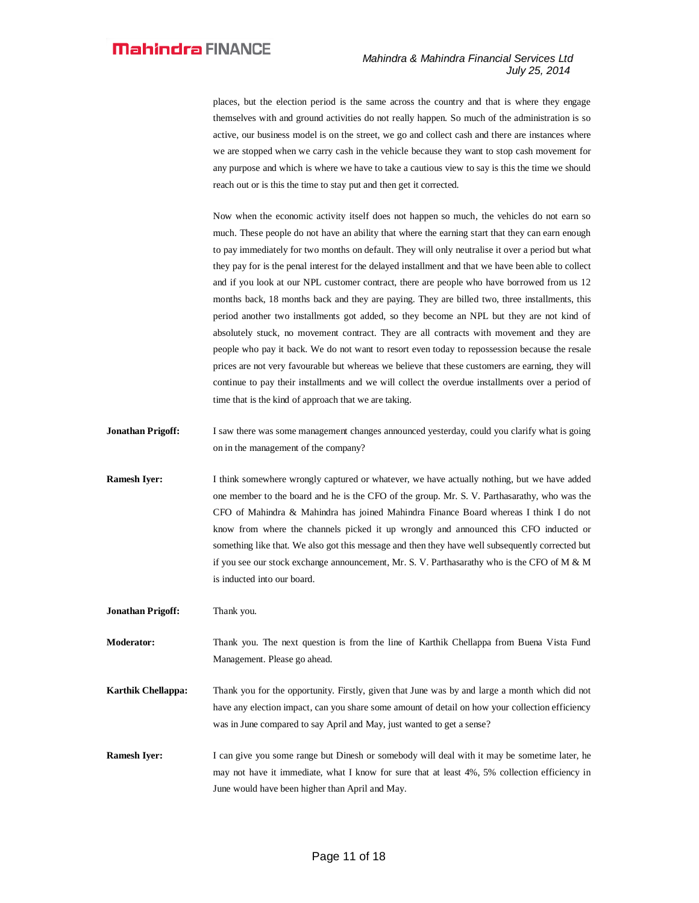places, but the election period is the same across the country and that is where they engage themselves with and ground activities do not really happen. So much of the administration is so active, our business model is on the street, we go and collect cash and there are instances where we are stopped when we carry cash in the vehicle because they want to stop cash movement for any purpose and which is where we have to take a cautious view to say is this the time we should reach out or is this the time to stay put and then get it corrected.

Now when the economic activity itself does not happen so much, the vehicles do not earn so much. These people do not have an ability that where the earning start that they can earn enough to pay immediately for two months on default. They will only neutralise it over a period but what they pay for is the penal interest for the delayed installment and that we have been able to collect and if you look at our NPL customer contract, there are people who have borrowed from us 12 months back, 18 months back and they are paying. They are billed two, three installments, this period another two installments got added, so they become an NPL but they are not kind of absolutely stuck, no movement contract. They are all contracts with movement and they are people who pay it back. We do not want to resort even today to repossession because the resale prices are not very favourable but whereas we believe that these customers are earning, they will continue to pay their installments and we will collect the overdue installments over a period of time that is the kind of approach that we are taking.

**Jonathan Prigoff:** I saw there was some management changes announced yesterday, could you clarify what is going on in the management of the company?

**Ramesh Iyer:** I think somewhere wrongly captured or whatever, we have actually nothing, but we have added one member to the board and he is the CFO of the group. Mr. S. V. Parthasarathy, who was the CFO of Mahindra & Mahindra has joined Mahindra Finance Board whereas I think I do not know from where the channels picked it up wrongly and announced this CFO inducted or something like that. We also got this message and then they have well subsequently corrected but if you see our stock exchange announcement, Mr. S. V. Parthasarathy who is the CFO of M & M is inducted into our board.

**Jonathan Prigoff:** Thank you.

**Moderator:** Thank you. The next question is from the line of Karthik Chellappa from Buena Vista Fund Management. Please go ahead.

**Karthik Chellappa:** Thank you for the opportunity. Firstly, given that June was by and large a month which did not have any election impact, can you share some amount of detail on how your collection efficiency was in June compared to say April and May, just wanted to get a sense?

**Ramesh Iyer:** I can give you some range but Dinesh or somebody will deal with it may be sometime later, he may not have it immediate, what I know for sure that at least 4%, 5% collection efficiency in June would have been higher than April and May.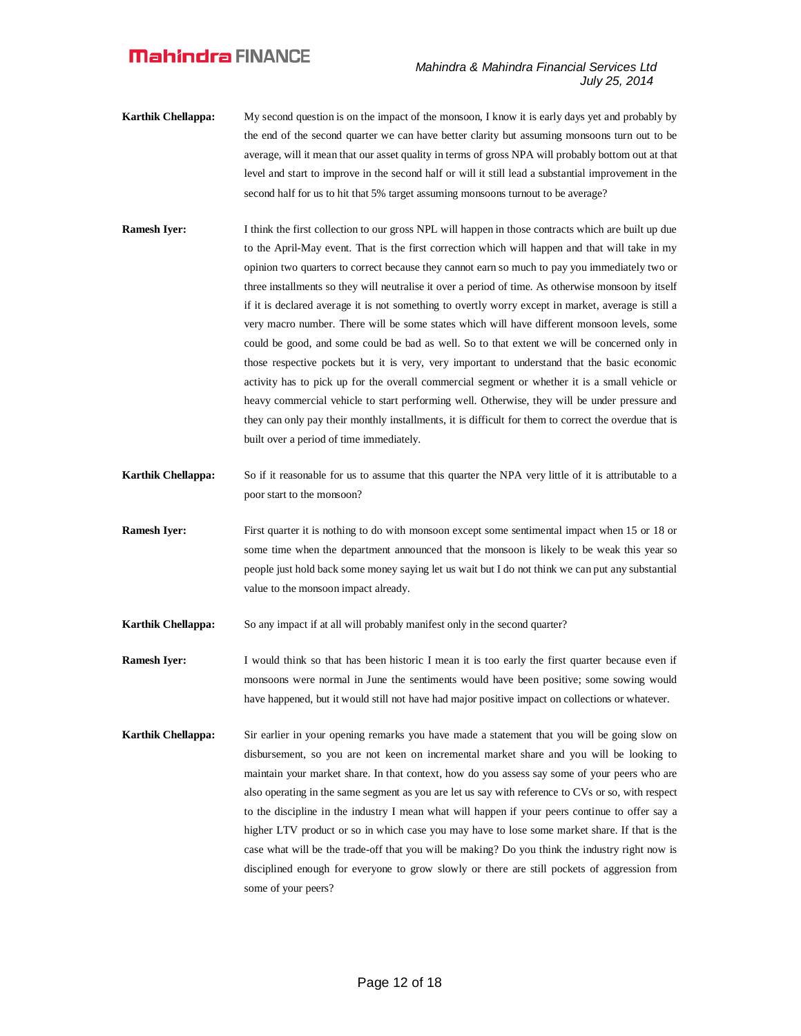**Karthik Chellappa:** My second question is on the impact of the monsoon, I know it is early days yet and probably by the end of the second quarter we can have better clarity but assuming monsoons turn out to be average, will it mean that our asset quality in terms of gross NPA will probably bottom out at that level and start to improve in the second half or will it still lead a substantial improvement in the second half for us to hit that 5% target assuming monsoons turnout to be average?

**Ramesh Iyer:** I think the first collection to our gross NPL will happen in those contracts which are built up due to the April-May event. That is the first correction which will happen and that will take in my opinion two quarters to correct because they cannot earn so much to pay you immediately two or three installments so they will neutralise it over a period of time. As otherwise monsoon by itself if it is declared average it is not something to overtly worry except in market, average is still a very macro number. There will be some states which will have different monsoon levels, some could be good, and some could be bad as well. So to that extent we will be concerned only in those respective pockets but it is very, very important to understand that the basic economic activity has to pick up for the overall commercial segment or whether it is a small vehicle or heavy commercial vehicle to start performing well. Otherwise, they will be under pressure and they can only pay their monthly installments, it is difficult for them to correct the overdue that is built over a period of time immediately.

**Karthik Chellappa:** So if it reasonable for us to assume that this quarter the NPA very little of it is attributable to a poor start to the monsoon?

**Ramesh Iyer:** First quarter it is nothing to do with monsoon except some sentimental impact when 15 or 18 or some time when the department announced that the monsoon is likely to be weak this year so people just hold back some money saying let us wait but I do not think we can put any substantial value to the monsoon impact already.

**Karthik Chellappa:** So any impact if at all will probably manifest only in the second quarter?

**Ramesh Iyer:** I would think so that has been historic I mean it is too early the first quarter because even if monsoons were normal in June the sentiments would have been positive; some sowing would have happened, but it would still not have had major positive impact on collections or whatever.

**Karthik Chellappa:** Sir earlier in your opening remarks you have made a statement that you will be going slow on disbursement, so you are not keen on incremental market share and you will be looking to maintain your market share. In that context, how do you assess say some of your peers who are also operating in the same segment as you are let us say with reference to CVs or so, with respect to the discipline in the industry I mean what will happen if your peers continue to offer say a higher LTV product or so in which case you may have to lose some market share. If that is the case what will be the trade-off that you will be making? Do you think the industry right now is disciplined enough for everyone to grow slowly or there are still pockets of aggression from some of your peers?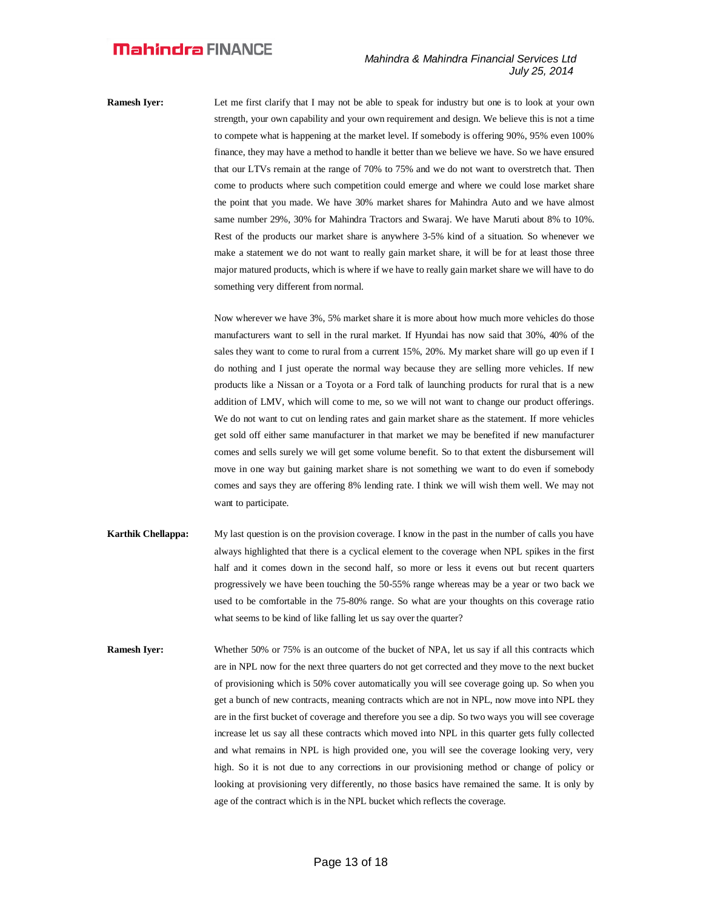**Ramesh Iyer:** Let me first clarify that I may not be able to speak for industry but one is to look at your own strength, your own capability and your own requirement and design. We believe this is not a time to compete what is happening at the market level. If somebody is offering 90%, 95% even 100% finance, they may have a method to handle it better than we believe we have. So we have ensured that our LTVs remain at the range of 70% to 75% and we do not want to overstretch that. Then come to products where such competition could emerge and where we could lose market share the point that you made. We have 30% market shares for Mahindra Auto and we have almost same number 29%, 30% for Mahindra Tractors and Swaraj. We have Maruti about 8% to 10%. Rest of the products our market share is anywhere 3-5% kind of a situation. So whenever we make a statement we do not want to really gain market share, it will be for at least those three major matured products, which is where if we have to really gain market share we will have to do something very different from normal.

Now wherever we have 3%, 5% market share it is more about how much more vehicles do those manufacturers want to sell in the rural market. If Hyundai has now said that 30%, 40% of the sales they want to come to rural from a current 15%, 20%. My market share will go up even if I do nothing and I just operate the normal way because they are selling more vehicles. If new products like a Nissan or a Toyota or a Ford talk of launching products for rural that is a new addition of LMV, which will come to me, so we will not want to change our product offerings. We do not want to cut on lending rates and gain market share as the statement. If more vehicles get sold off either same manufacturer in that market we may be benefited if new manufacturer comes and sells surely we will get some volume benefit. So to that extent the disbursement will move in one way but gaining market share is not something we want to do even if somebody comes and says they are offering 8% lending rate. I think we will wish them well. We may not want to participate.

**Karthik Chellappa:** My last question is on the provision coverage. I know in the past in the number of calls you have always highlighted that there is a cyclical element to the coverage when NPL spikes in the first half and it comes down in the second half, so more or less it evens out but recent quarters progressively we have been touching the 50-55% range whereas may be a year or two back we used to be comfortable in the 75-80% range. So what are your thoughts on this coverage ratio what seems to be kind of like falling let us say over the quarter?

**Ramesh Iyer:** Whether 50% or 75% is an outcome of the bucket of NPA, let us say if all this contracts which are in NPL now for the next three quarters do not get corrected and they move to the next bucket of provisioning which is 50% cover automatically you will see coverage going up. So when you get a bunch of new contracts, meaning contracts which are not in NPL, now move into NPL they are in the first bucket of coverage and therefore you see a dip. So two ways you will see coverage increase let us say all these contracts which moved into NPL in this quarter gets fully collected and what remains in NPL is high provided one, you will see the coverage looking very, very high. So it is not due to any corrections in our provisioning method or change of policy or looking at provisioning very differently, no those basics have remained the same. It is only by age of the contract which is in the NPL bucket which reflects the coverage.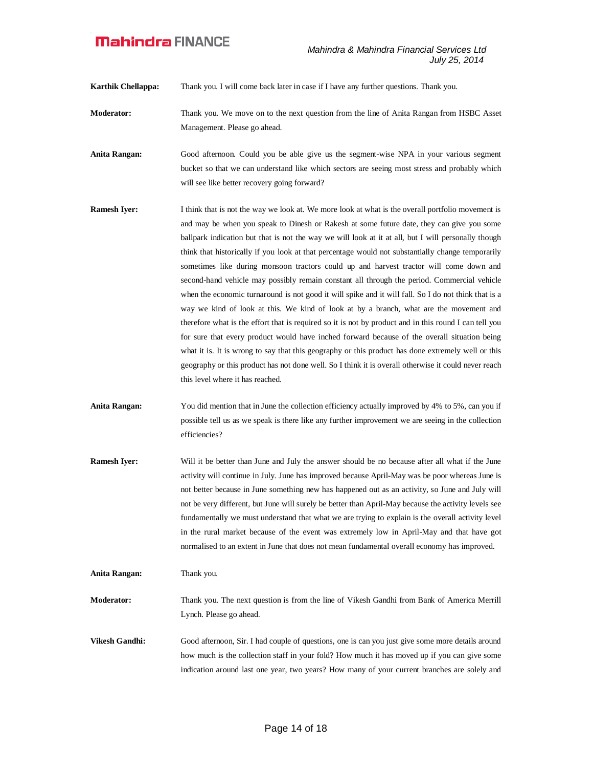**Karthik Chellappa:** Thank you. I will come back later in case if I have any further questions. Thank you.

**Moderator:** Thank you. We move on to the next question from the line of Anita Rangan from HSBC Asset Management. Please go ahead.

**Anita Rangan:** Good afternoon. Could you be able give us the segment-wise NPA in your various segment bucket so that we can understand like which sectors are seeing most stress and probably which will see like better recovery going forward?

**Ramesh Iyer:** I think that is not the way we look at. We more look at what is the overall portfolio movement is and may be when you speak to Dinesh or Rakesh at some future date, they can give you some ballpark indication but that is not the way we will look at it at all, but I will personally though think that historically if you look at that percentage would not substantially change temporarily sometimes like during monsoon tractors could up and harvest tractor will come down and second-hand vehicle may possibly remain constant all through the period. Commercial vehicle when the economic turnaround is not good it will spike and it will fall. So I do not think that is a way we kind of look at this. We kind of look at by a branch, what are the movement and therefore what is the effort that is required so it is not by product and in this round I can tell you for sure that every product would have inched forward because of the overall situation being what it is. It is wrong to say that this geography or this product has done extremely well or this geography or this product has not done well. So I think it is overall otherwise it could never reach this level where it has reached.

**Anita Rangan:** You did mention that in June the collection efficiency actually improved by 4% to 5%, can you if possible tell us as we speak is there like any further improvement we are seeing in the collection efficiencies?

**Ramesh Iyer:** Will it be better than June and July the answer should be no because after all what if the June activity will continue in July. June has improved because April-May was be poor whereas June is not better because in June something new has happened out as an activity, so June and July will not be very different, but June will surely be better than April-May because the activity levels see fundamentally we must understand that what we are trying to explain is the overall activity level in the rural market because of the event was extremely low in April-May and that have got normalised to an extent in June that does not mean fundamental overall economy has improved.

**Anita Rangan:** Thank you.

**Moderator:** Thank you. The next question is from the line of Vikesh Gandhi from Bank of America Merrill Lynch. Please go ahead.

**Vikesh Gandhi:** Good afternoon, Sir. I had couple of questions, one is can you just give some more details around how much is the collection staff in your fold? How much it has moved up if you can give some indication around last one year, two years? How many of your current branches are solely and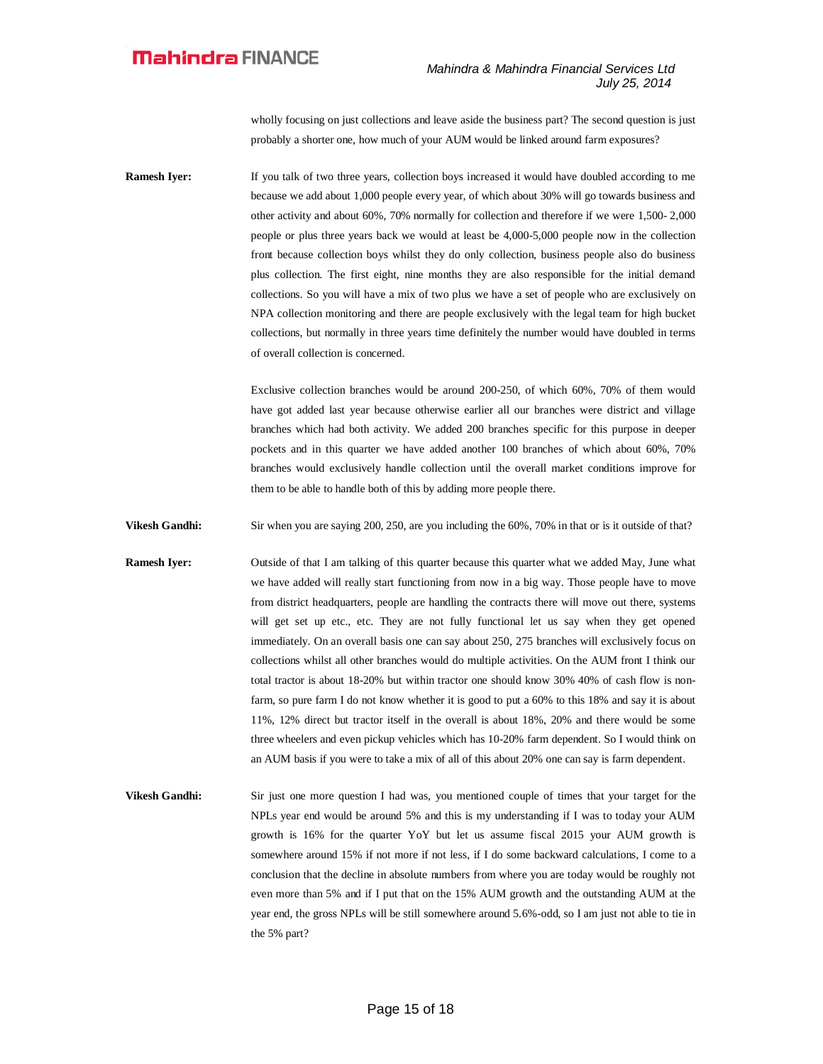wholly focusing on just collections and leave aside the business part? The second question is just probably a shorter one, how much of your AUM would be linked around farm exposures?

**Ramesh Iyer:** If you talk of two three years, collection boys increased it would have doubled according to me because we add about 1,000 people every year, of which about 30% will go towards business and other activity and about 60%, 70% normally for collection and therefore if we were 1,500- 2,000 people or plus three years back we would at least be 4,000-5,000 people now in the collection front because collection boys whilst they do only collection, business people also do business plus collection. The first eight, nine months they are also responsible for the initial demand collections. So you will have a mix of two plus we have a set of people who are exclusively on NPA collection monitoring and there are people exclusively with the legal team for high bucket collections, but normally in three years time definitely the number would have doubled in terms of overall collection is concerned.

Exclusive collection branches would be around 200-250, of which 60%, 70% of them would have got added last year because otherwise earlier all our branches were district and village branches which had both activity. We added 200 branches specific for this purpose in deeper pockets and in this quarter we have added another 100 branches of which about 60%, 70% branches would exclusively handle collection until the overall market conditions improve for them to be able to handle both of this by adding more people there.

**Vikesh Gandhi:** Sir when you are saying 200, 250, are you including the 60%, 70% in that or is it outside of that?

**Ramesh Iyer:** Outside of that I am talking of this quarter because this quarter what we added May, June what we have added will really start functioning from now in a big way. Those people have to move from district headquarters, people are handling the contracts there will move out there, systems will get set up etc., etc. They are not fully functional let us say when they get opened immediately. On an overall basis one can say about 250, 275 branches will exclusively focus on collections whilst all other branches would do multiple activities. On the AUM front I think our total tractor is about 18-20% but within tractor one should know 30% 40% of cash flow is non-farm, so pure farm I do not know whether it is good to put a 60% to this 18% and say it is about 11%, 12% direct but tractor itself in the overall is about 18%, 20% and there would be some three wheelers and even pickup vehicles which has 10-20% farm dependent. So I would think on an AUM basis if you were to take a mix of all of this about 20% one can say is farm dependent.

**Vikesh Gandhi:** Sir just one more question I had was, you mentioned couple of times that your target for the NPLs year end would be around 5% and this is my understanding if I was to today your AUM growth is 16% for the quarter YoY but let us assume fiscal 2015 your AUM growth is somewhere around 15% if not more if not less, if I do some backward calculations, I come to a conclusion that the decline in absolute numbers from where you are today would be roughly not even more than 5% and if I put that on the 15% AUM growth and the outstanding AUM at the year end, the gross NPLs will be still somewhere around 5.6%-odd, so I am just not able to tie in the 5% part?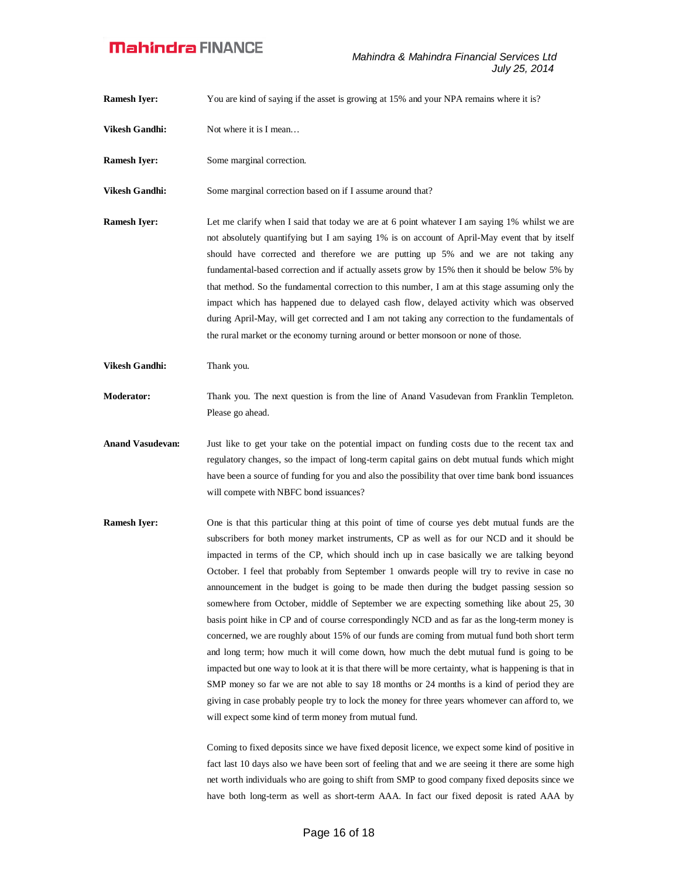**Ramesh Iyer:** You are kind of saying if the asset is growing at 15% and your NPA remains where it is?

**Vikesh Gandhi:** Not where it is I mean…

**Ramesh Iyer:** Some marginal correction.

**Vikesh Gandhi:** Some marginal correction based on if I assume around that?

**Ramesh Iyer:** Let me clarify when I said that today we are at 6 point whatever I am saying 1% whilst we are not absolutely quantifying but I am saying 1% is on account of April-May event that by itself should have corrected and therefore we are putting up 5% and we are not taking any fundamental-based correction and if actually assets grow by 15% then it should be below 5% by that method. So the fundamental correction to this number, I am at this stage assuming only the impact which has happened due to delayed cash flow, delayed activity which was observed during April-May, will get corrected and I am not taking any correction to the fundamentals of the rural market or the economy turning around or better monsoon or none of those.

**Vikesh Gandhi:** Thank you.

**Moderator:** Thank you. The next question is from the line of Anand Vasudevan from Franklin Templeton. Please go ahead.

**Anand Vasudevan:** Just like to get your take on the potential impact on funding costs due to the recent tax and regulatory changes, so the impact of long-term capital gains on debt mutual funds which might have been a source of funding for you and also the possibility that over time bank bond issuances will compete with NBFC bond issuances?

**Ramesh Iyer:** One is that this particular thing at this point of time of course yes debt mutual funds are the subscribers for both money market instruments, CP as well as for our NCD and it should be impacted in terms of the CP, which should inch up in case basically we are talking beyond October. I feel that probably from September 1 onwards people will try to revive in case no announcement in the budget is going to be made then during the budget passing session so somewhere from October, middle of September we are expecting something like about 25, 30 basis point hike in CP and of course correspondingly NCD and as far as the long-term money is concerned, we are roughly about 15% of our funds are coming from mutual fund both short term and long term; how much it will come down, how much the debt mutual fund is going to be impacted but one way to look at it is that there will be more certainty, what is happening is that in SMP money so far we are not able to say 18 months or 24 months is a kind of period they are giving in case probably people try to lock the money for three years whomever can afford to, we will expect some kind of term money from mutual fund.

Coming to fixed deposits since we have fixed deposit licence, we expect some kind of positive in fact last 10 days also we have been sort of feeling that and we are seeing it there are some high net worth individuals who are going to shift from SMP to good company fixed deposits since we have both long-term as well as short-term AAA. In fact our fixed deposit is rated AAA by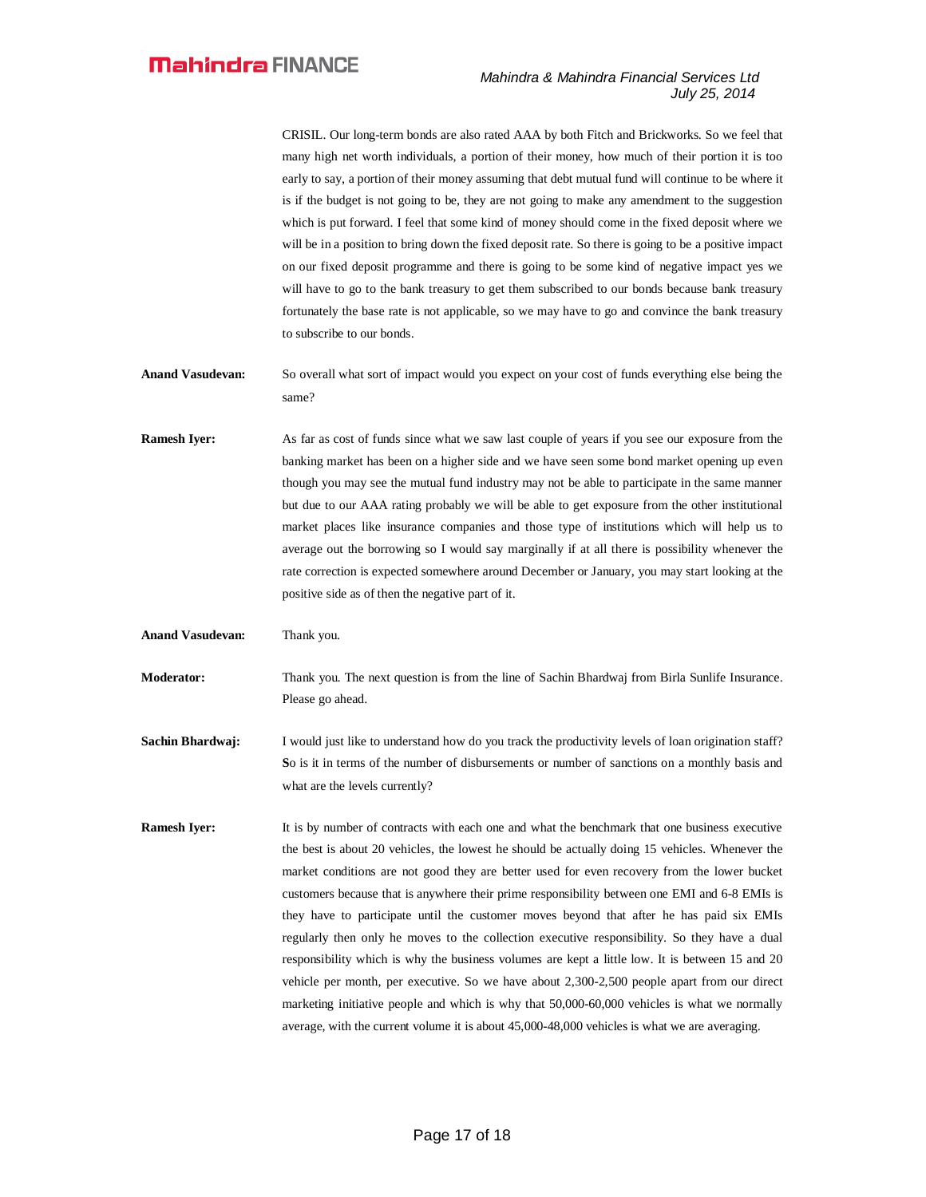CRISIL. Our long-term bonds are also rated AAA by both Fitch and Brickworks. So we feel that many high net worth individuals, a portion of their money, how much of their portion it is too early to say, a portion of their money assuming that debt mutual fund will continue to be where it is if the budget is not going to be, they are not going to make any amendment to the suggestion which is put forward. I feel that some kind of money should come in the fixed deposit where we will be in a position to bring down the fixed deposit rate. So there is going to be a positive impact on our fixed deposit programme and there is going to be some kind of negative impact yes we will have to go to the bank treasury to get them subscribed to our bonds because bank treasury fortunately the base rate is not applicable, so we may have to go and convince the bank treasury to subscribe to our bonds.

**Anand Vasudevan:** So overall what sort of impact would you expect on your cost of funds everything else being the same?

**Ramesh Iyer:** As far as cost of funds since what we saw last couple of years if you see our exposure from the banking market has been on a higher side and we have seen some bond market opening up even though you may see the mutual fund industry may not be able to participate in the same manner but due to our AAA rating probably we will be able to get exposure from the other institutional market places like insurance companies and those type of institutions which will help us to average out the borrowing so I would say marginally if at all there is possibility whenever the rate correction is expected somewhere around December or January, you may start looking at the positive side as of then the negative part of it.

**Anand Vasudevan:** Thank you.

**Moderator:** Thank you. The next question is from the line of Sachin Bhardwaj from Birla Sunlife Insurance. Please go ahead.

**Sachin Bhardwaj:** I would just like to understand how do you track the productivity levels of loan origination staff? So is it in terms of the number of disbursements or number of sanctions on a monthly basis and what are the levels currently?

**Ramesh Iyer:** It is by number of contracts with each one and what the benchmark that one business executive the best is about 20 vehicles, the lowest he should be actually doing 15 vehicles. Whenever the market conditions are not good they are better used for even recovery from the lower bucket customers because that is anywhere their prime responsibility between one EMI and 6-8 EMIs is they have to participate until the customer moves beyond that after he has paid six EMIs regularly then only he moves to the collection executive responsibility. So they have a dual responsibility which is why the business volumes are kept a little low. It is between 15 and 20 vehicle per month, per executive. So we have about 2,300-2,500 people apart from our direct marketing initiative people and which is why that 50,000-60,000 vehicles is what we normally average, with the current volume it is about 45,000-48,000 vehicles is what we are averaging.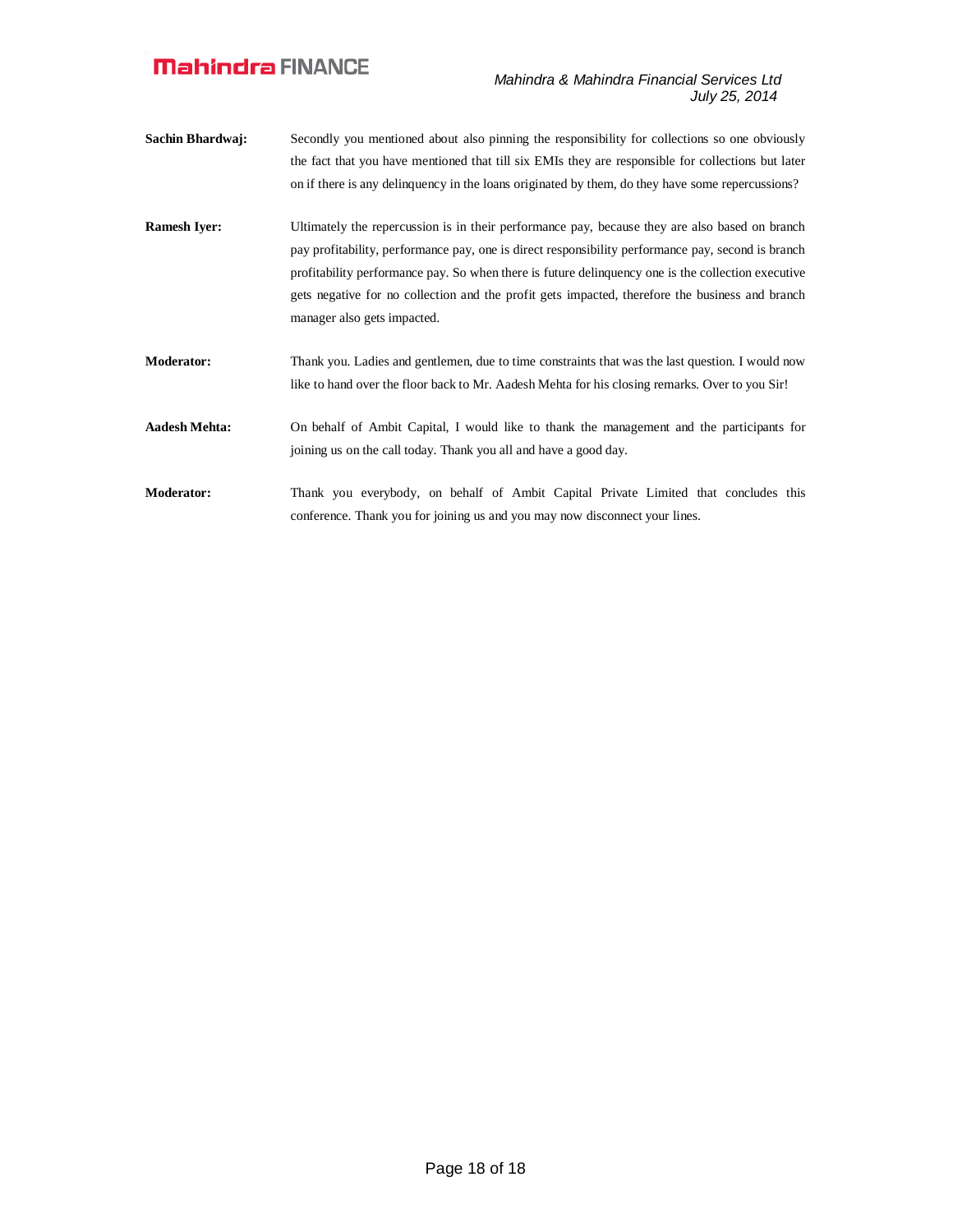**Sachin Bhardwaj:** Secondly you mentioned about also pinning the responsibility for collections so one obviously the fact that you have mentioned that till six EMIs they are responsible for collections but later on if there is any delinquency in the loans originated by them, do they have some repercussions?

**Ramesh Iyer:** Ultimately the repercussion is in their performance pay, because they are also based on branch pay profitability, performance pay, one is direct responsibility performance pay, second is branch profitability performance pay. So when there is future delinquency one is the collection executive gets negative for no collection and the profit gets impacted, therefore the business and branch manager also gets impacted.

**Moderator:** Thank you. Ladies and gentlemen, due to time constraints that was the last question. I would now like to hand over the floor back to Mr. Aadesh Mehta for his closing remarks. Over to you Sir!

**Aadesh Mehta:** On behalf of Ambit Capital, I would like to thank the management and the participants for joining us on the call today. Thank you all and have a good day.

**Moderator:** Thank you everybody, on behalf of Ambit Capital Private Limited that concludes this conference. Thank you for joining us and you may now disconnect your lines.